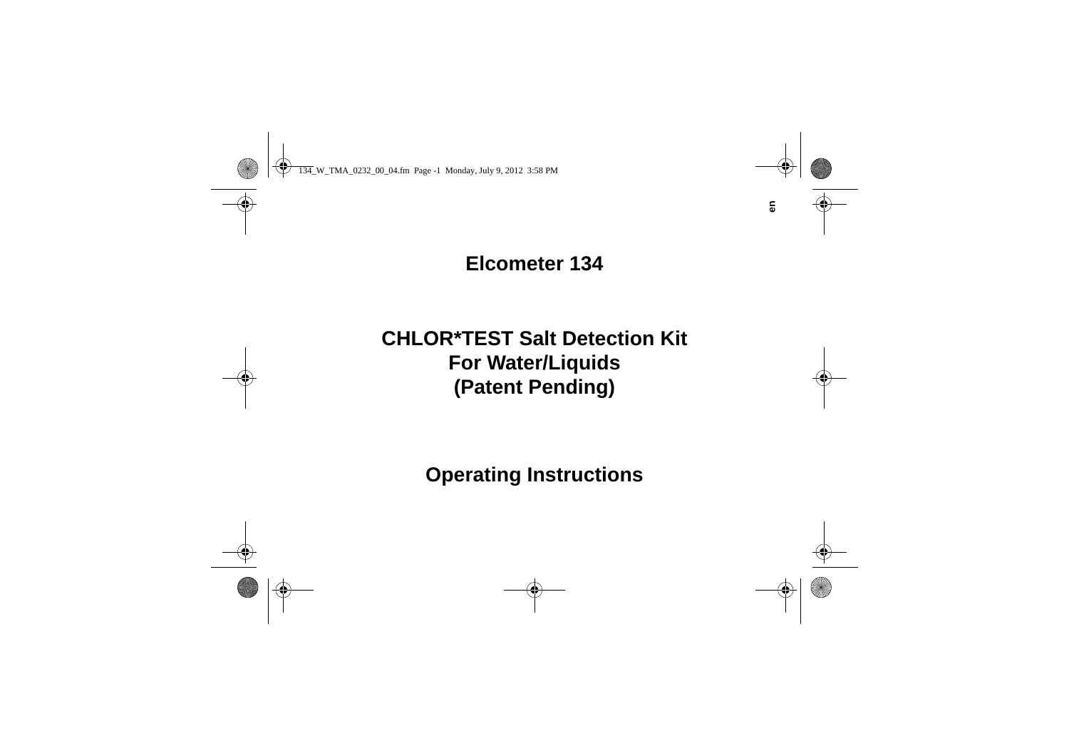# Elcometer 134

## CHLOR*TEST Salt Detection Kit For Water/Liquids (Patent Pending)

## Operating Instructions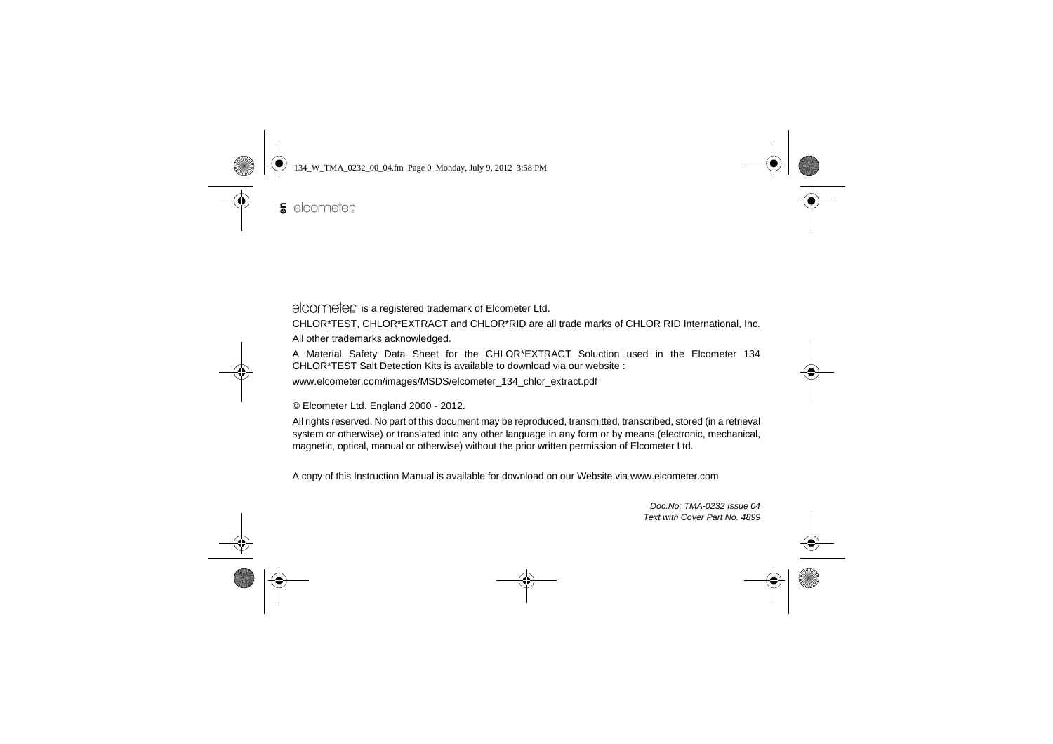elcometer is a registered trademark of Elcometer Ltd.

CHLOR*TEST, CHLOR*EXTRACT and CHLOR*RID are all trade marks of CHLOR RID International, Inc.

All other trademarks acknowledged.

A Material Safety Data Sheet for the CHLOR*EXTRACT Soluction used in the Elcometer 134 CHLOR*TEST Salt Detection Kits is available to download via our website :

www.elcometer.com/images/MSDS/elcometer_134_chlor_extract.pdf

© Elcometer Ltd. England 2000 - 2012.

All rights reserved. No part of this document may be reproduced, transmitted, transcribed, stored (in a retrieval system or otherwise) or translated into any other language in any form or by means (electronic, mechanical, magnetic, optical, manual or otherwise) without the prior written permission of Elcometer Ltd.

A copy of this Instruction Manual is available for download on our Website via www.elcometer.com

*Doc.No: TMA-0232 Issue 04*
*Text with Cover Part No. 4899*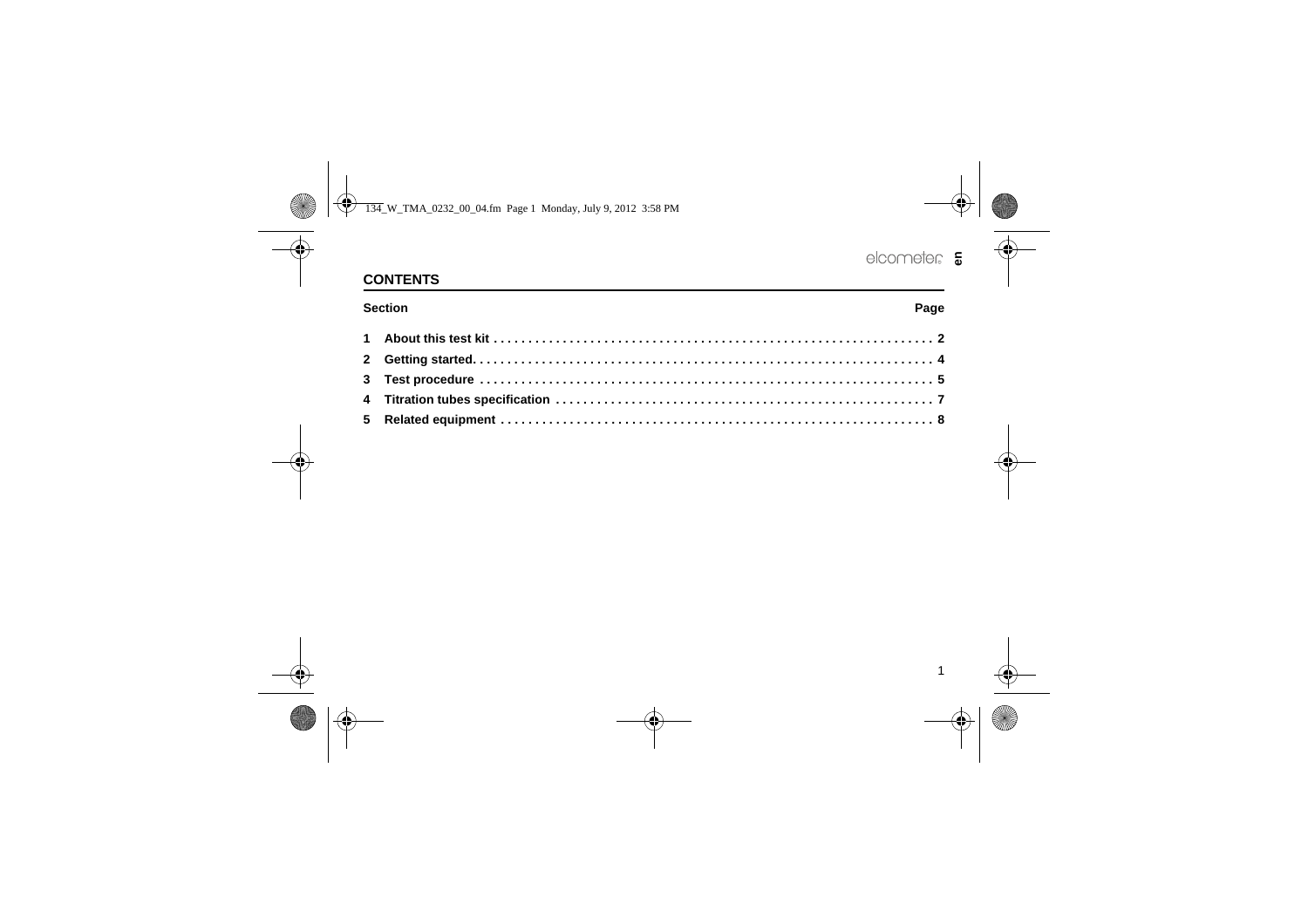## CONTENTS

| Section | | Page |
|---|---|---|
| 1 | About this test kit | 2 |
| 2 | Getting started | 4 |
| 3 | Test procedure | 5 |
| 4 | Titration tubes specification | 7 |
| 5 | Related equipment | 8 |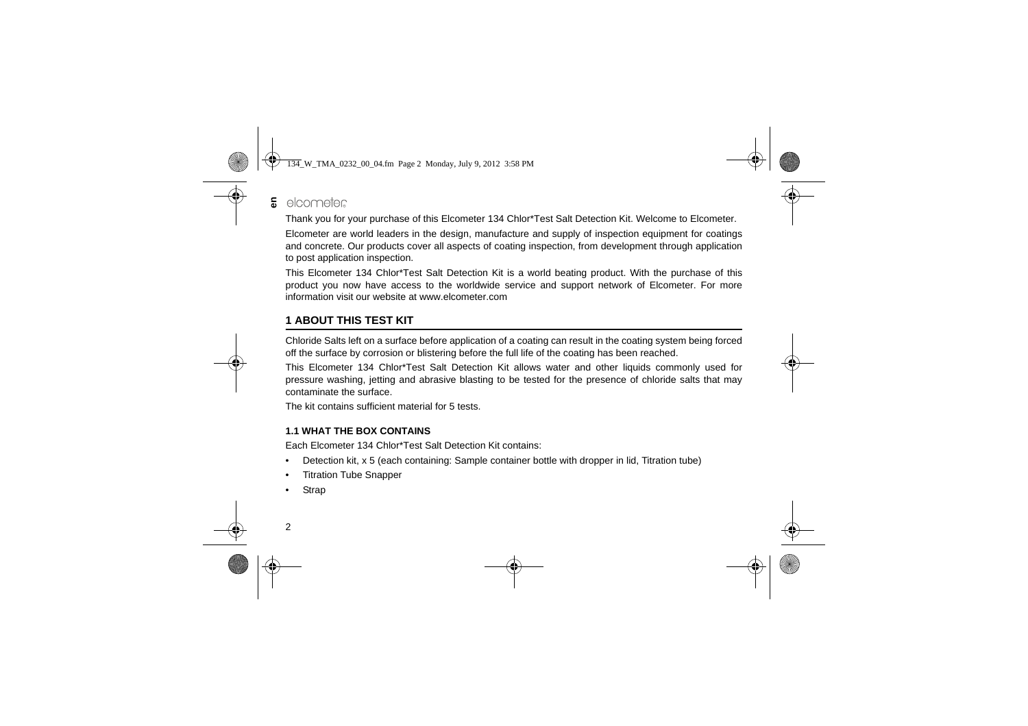Thank you for your purchase of this Elcometer 134 Chlor*Test Salt Detection Kit. Welcome to Elcometer.

Elcometer are world leaders in the design, manufacture and supply of inspection equipment for coatings and concrete. Our products cover all aspects of coating inspection, from development through application to post application inspection.

This Elcometer 134 Chlor*Test Salt Detection Kit is a world beating product. With the purchase of this product you now have access to the worldwide service and support network of Elcometer. For more information visit our website at www.elcometer.com

## 1 ABOUT THIS TEST KIT

Chloride Salts left on a surface before application of a coating can result in the coating system being forced off the surface by corrosion or blistering before the full life of the coating has been reached.

This Elcometer 134 Chlor*Test Salt Detection Kit allows water and other liquids commonly used for pressure washing, jetting and abrasive blasting to be tested for the presence of chloride salts that may contaminate the surface.

The kit contains sufficient material for 5 tests.

### 1.1 WHAT THE BOX CONTAINS

Each Elcometer 134 Chlor*Test Salt Detection Kit contains:

- Detection kit, x 5 (each containing: Sample container bottle with dropper in lid, Titration tube)
- Titration Tube Snapper
- Strap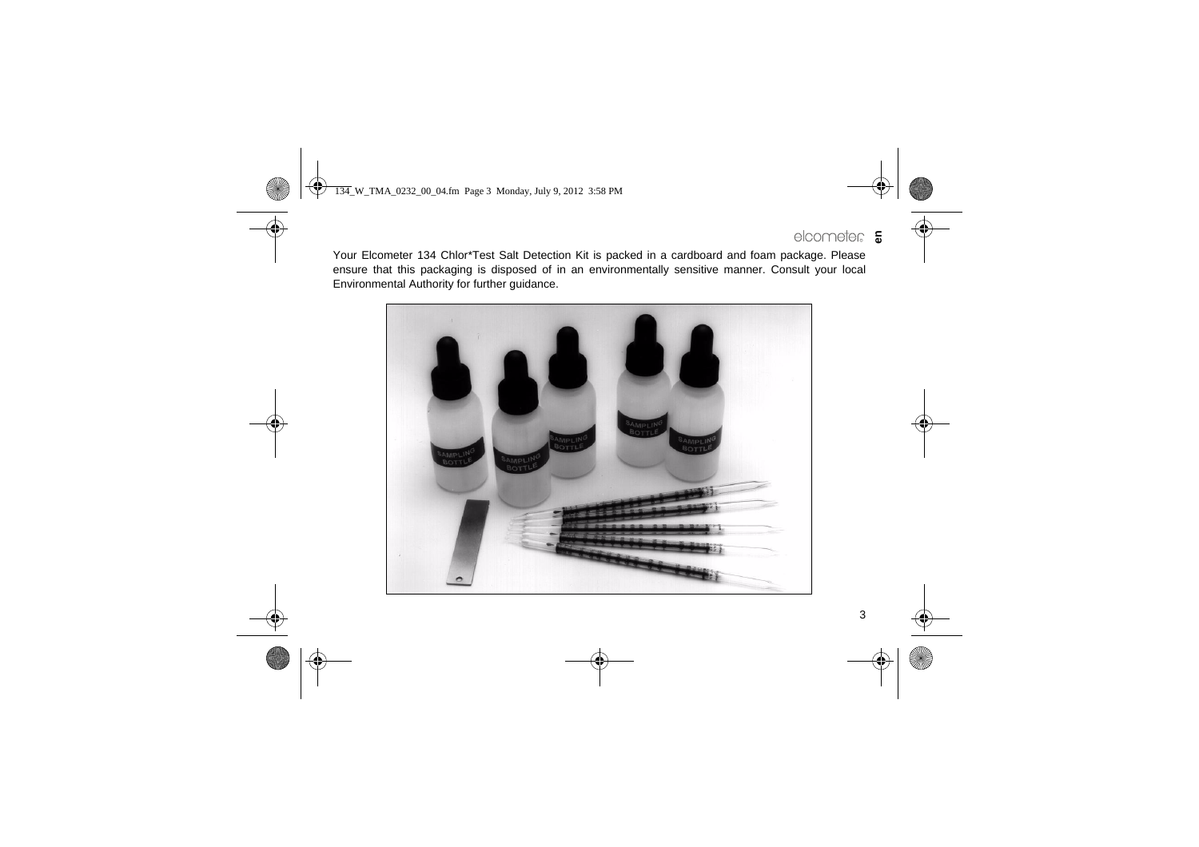Your Elcometer 134 Chlor*Test Salt Detection Kit is packed in a cardboard and foam package. Please ensure that this packaging is disposed of in an environmentally sensitive manner. Consult your local Environmental Authority for further guidance.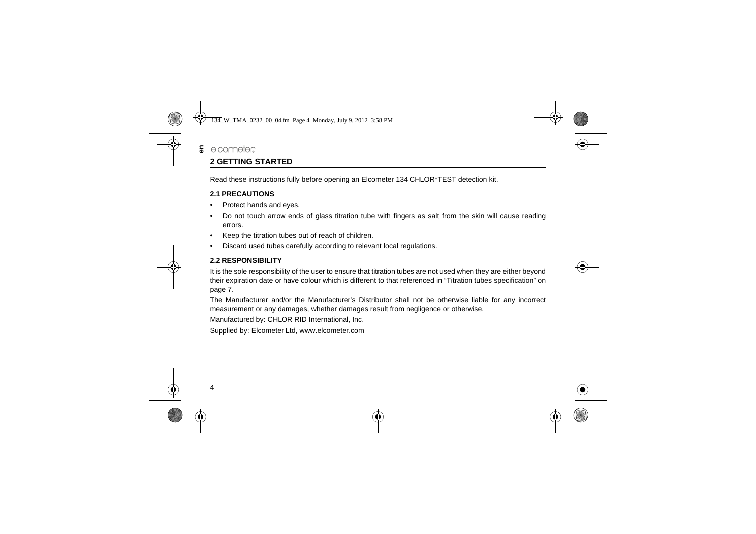## 2 GETTING STARTED

Read these instructions fully before opening an Elcometer 134 CHLOR*TEST detection kit.

### 2.1 PRECAUTIONS

- Protect hands and eyes.
- Do not touch arrow ends of glass titration tube with fingers as salt from the skin will cause reading errors.
- Keep the titration tubes out of reach of children.
- Discard used tubes carefully according to relevant local regulations.

### 2.2 RESPONSIBILITY

It is the sole responsibility of the user to ensure that titration tubes are not used when they are either beyond their expiration date or have colour which is different to that referenced in “Titration tubes specification” on page 7.

The Manufacturer and/or the Manufacturer’s Distributor shall not be otherwise liable for any incorrect measurement or any damages, whether damages result from negligence or otherwise.

Manufactured by: CHLOR RID International, Inc.

Supplied by: Elcometer Ltd, www.elcometer.com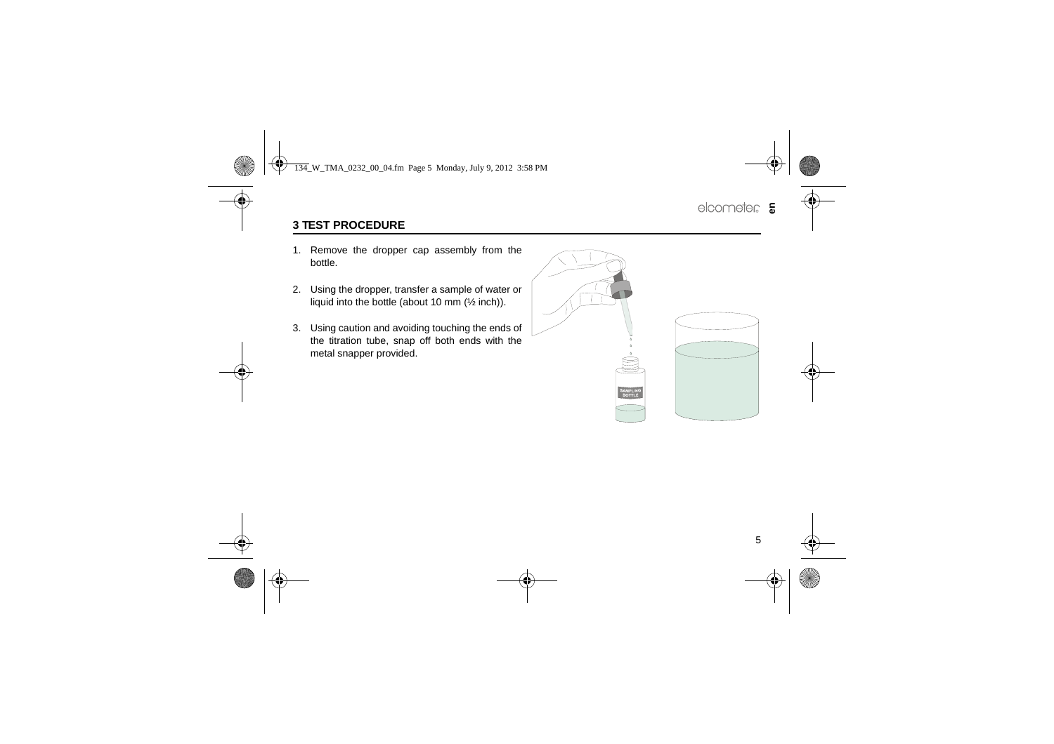## 3 TEST PROCEDURE

1. Remove the dropper cap assembly from the bottle.
2. Using the dropper, transfer a sample of water or liquid into the bottle (about 10 mm (½ inch)).
3. Using caution and avoiding touching the ends of the titration tube, snap off both ends with the metal snapper provided.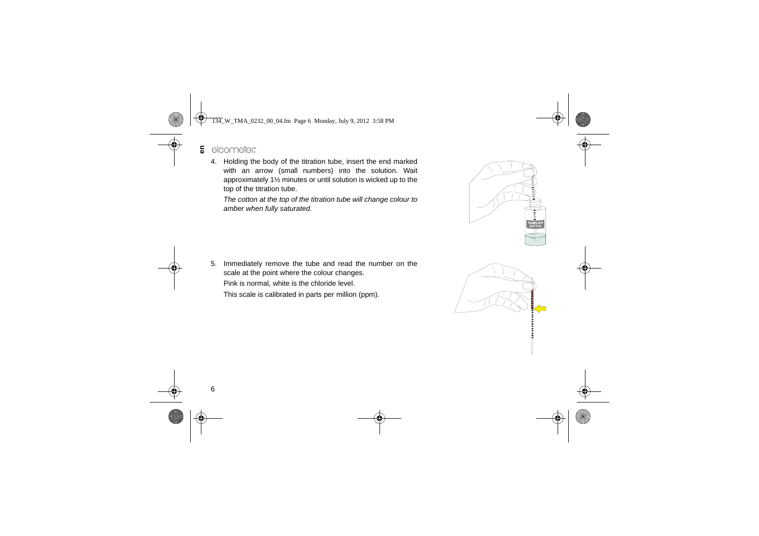4. Holding the body of the titration tube, insert the end marked with an arrow (small numbers) into the solution. Wait approximately 1½ minutes or until solution is wicked up to the top of the titration tube.

   *The cotton at the top of the titration tube will change colour to amber when fully saturated.*

SAMPLING BOTTLE

5. Immediately remove the tube and read the number on the scale at the point where the colour changes.

   Pink is normal, white is the chloride level.

   This scale is calibrated in parts per million (ppm).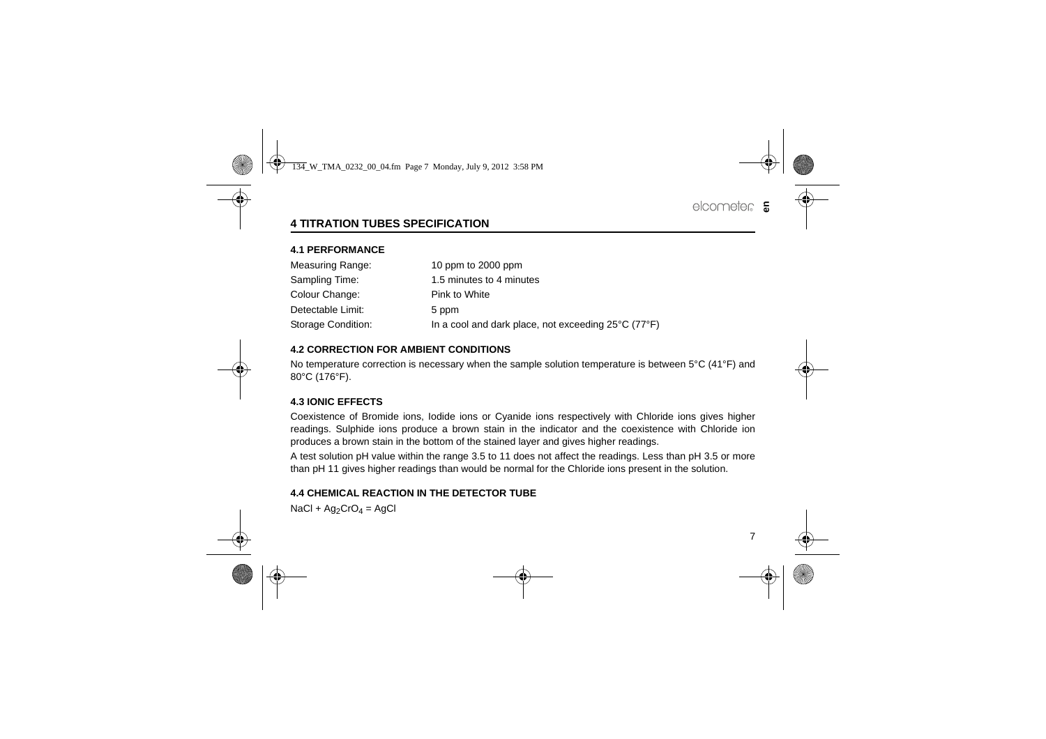## 4 TITRATION TUBES SPECIFICATION

### 4.1 PERFORMANCE

| | |
|---|---|
| Measuring Range: | 10 ppm to 2000 ppm |
| Sampling Time: | 1.5 minutes to 4 minutes |
| Colour Change: | Pink to White |
| Detectable Limit: | 5 ppm |
| Storage Condition: | In a cool and dark place, not exceeding 25°C (77°F) |

### 4.2 CORRECTION FOR AMBIENT CONDITIONS

No temperature correction is necessary when the sample solution temperature is between 5°C (41°F) and 80°C (176°F).

### 4.3 IONIC EFFECTS

Coexistence of Bromide ions, Iodide ions or Cyanide ions respectively with Chloride ions gives higher readings. Sulphide ions produce a brown stain in the indicator and the coexistence with Chloride ion produces a brown stain in the bottom of the stained layer and gives higher readings.

A test solution pH value within the range 3.5 to 11 does not affect the readings. Less than pH 3.5 or more than pH 11 gives higher readings than would be normal for the Chloride ions present in the solution.

### 4.4 CHEMICAL REACTION IN THE DETECTOR TUBE

$NaCl + Ag_2CrO_4 = AgCl$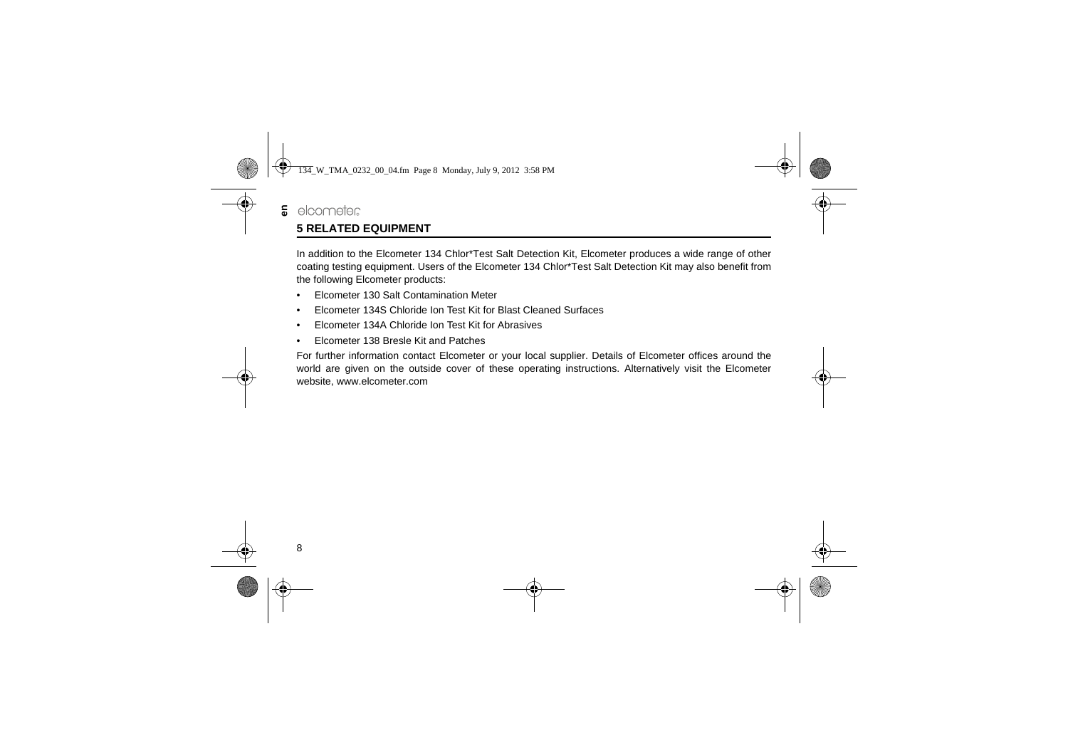## 5 RELATED EQUIPMENT

In addition to the Elcometer 134 Chlor*Test Salt Detection Kit, Elcometer produces a wide range of other coating testing equipment. Users of the Elcometer 134 Chlor*Test Salt Detection Kit may also benefit from the following Elcometer products:

- Elcometer 130 Salt Contamination Meter
- Elcometer 134S Chloride Ion Test Kit for Blast Cleaned Surfaces
- Elcometer 134A Chloride Ion Test Kit for Abrasives
- Elcometer 138 Bresle Kit and Patches

For further information contact Elcometer or your local supplier. Details of Elcometer offices around the world are given on the outside cover of these operating instructions. Alternatively visit the Elcometer website, www.elcometer.com